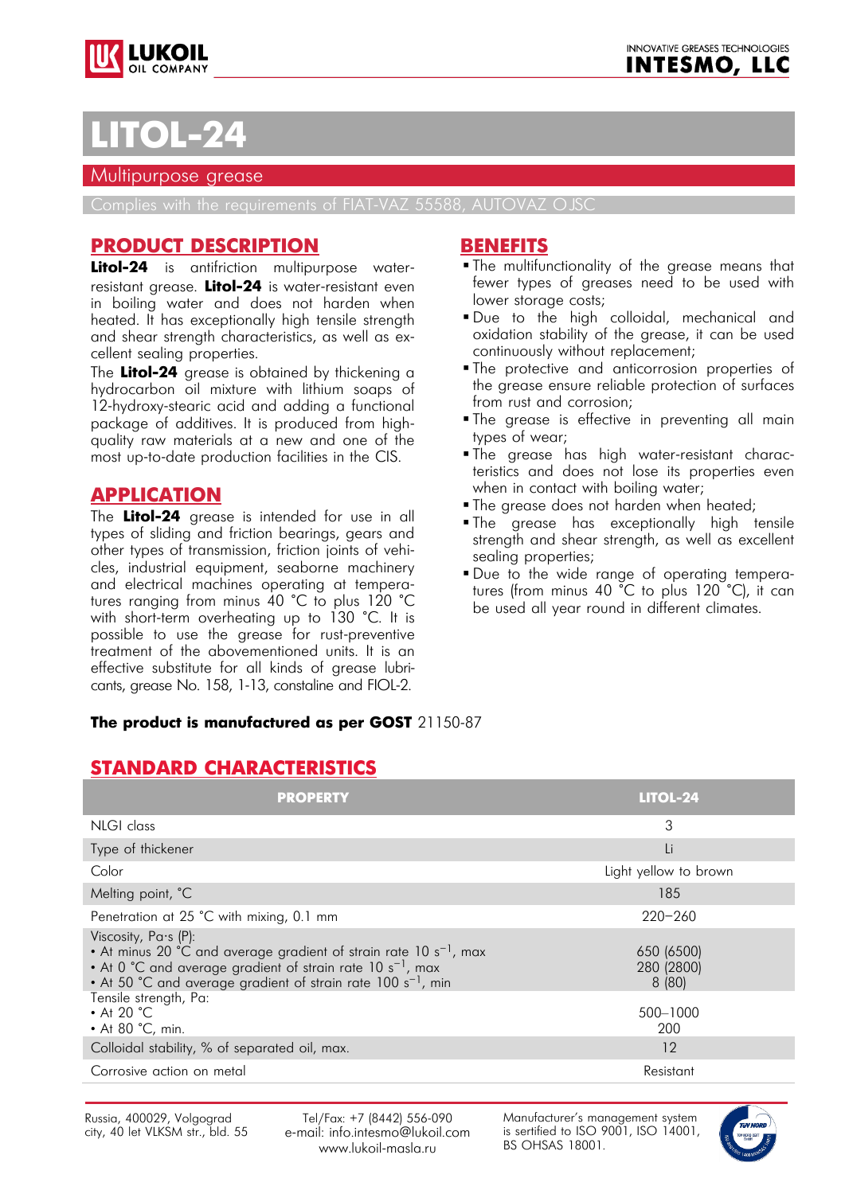LUKOIL OIL COMPANY

INNOVATIVE GREASES TECHNOLOGIES
INTESMO, LLC

# LITOL-24

## Multipurpose grease

Complies with the requirements of FIAT-VAZ 55588, AUTOVAZ OJSC

## PRODUCT DESCRIPTION

**Litol-24** is antifriction multipurpose water-resistant grease. **Litol-24** is water-resistant even in boiling water and does not harden when heated. It has exceptionally high tensile strength and shear strength characteristics, as well as excellent sealing properties.

The **Litol-24** grease is obtained by thickening a hydrocarbon oil mixture with lithium soaps of 12-hydroxy-stearic acid and adding a functional package of additives. It is produced from high-quality raw materials at a new and one of the most up-to-date production facilities in the CIS.

## APPLICATION

The **Litol-24** grease is intended for use in all types of sliding and friction bearings, gears and other types of transmission, friction joints of vehicles, industrial equipment, seaborne machinery and electrical machines operating at temperatures ranging from minus 40 °C to plus 120 °C with short-term overheating up to 130 °C. It is possible to use the grease for rust-preventive treatment of the abovementioned units. It is an effective substitute for all kinds of grease lubricants, grease No. 158, 1-13, constaline and FIOL-2.

## BENEFITS

- The multifunctionality of the grease means that fewer types of greases need to be used with lower storage costs;
- Due to the high colloidal, mechanical and oxidation stability of the grease, it can be used continuously without replacement;
- The protective and anticorrosion properties of the grease ensure reliable protection of surfaces from rust and corrosion;
- The grease is effective in preventing all main types of wear;
- The grease has high water-resistant characteristics and does not lose its properties even when in contact with boiling water;
- The grease does not harden when heated;
- The grease has exceptionally high tensile strength and shear strength, as well as excellent sealing properties;
- Due to the wide range of operating temperatures (from minus 40 °C to plus 120 °C), it can be used all year round in different climates.

**The product is manufactured as per GOST** 21150-87

## STANDARD CHARACTERISTICS

| PROPERTY | LITOL-24 |
|---|---|
| NLGI class | 3 |
| Type of thickener | Li |
| Color | Light yellow to brown |
| Melting point, °C | 185 |
| Penetration at 25 °C with mixing, 0.1 mm | 220–260 |
| Viscosity, Pa·s (P): | |
| • At minus 20 °C and average gradient of strain rate 10 $s^{-1}$, max | 650 (6500) |
| • At 0 °C and average gradient of strain rate 10 $s^{-1}$, max | 280 (2800) |
| • At 50 °C and average gradient of strain rate 100 $s^{-1}$, min | 8 (80) |
| Tensile strength, Pa: | |
| • At 20 °C | 500–1000 |
| • At 80 °C, min. | 200 |
| Colloidal stability, % of separated oil, max. | 12 |
| Corrosive action on metal | Resistant |

Russia, 400029, Volgograd city, 40 let VLKSM str., bld. 55

Tel/Fax: +7 (8442) 556-090
e-mail: info.intesmo@lukoil.com
www.lukoil-masla.ru

Manufacturer's management system is sertified to ISO 9001, ISO 14001, BS OHSAS 18001.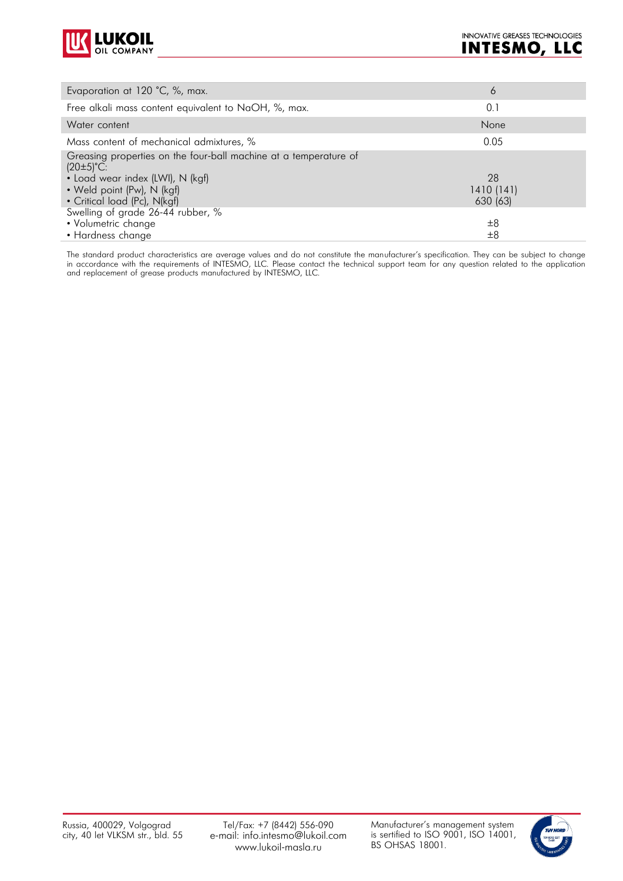| | |
|---|---|
| Evaporation at 120 °C, %, max. | 6 |
| Free alkali mass content equivalent to NaOH, %, max. | 0.1 |
| Water content | None |
| Mass content of mechanical admixtures, % | 0.05 |
| Greasing properties on the four-ball machine at a temperature of (20±5)°C:<br>• Load wear index (LWI), N (kgf)<br>• Weld point (Pw), N (kgf)<br>• Critical load (Pc), N(kgf) | <br>28<br>1410 (141)<br>630 (63) |
| Swelling of grade 26-44 rubber, %<br>• Volumetric change<br>• Hardness change | <br>±8<br>±8 |

The standard product characteristics are average values and do not constitute the manufacturer's specification. They can be subject to change in accordance with the requirements of INTESMO, LLC. Please contact the technical support team for any question related to the application and replacement of grease products manufactured by INTESMO, LLC.

Russia, 400029, Volgograd city, 40 let VLKSM str., bld. 55

Tel/Fax: +7 (8442) 556-090
e-mail: info.intesmo@lukoil.com
www.lukoil-masla.ru

Manufacturer's management system is sertified to ISO 9001, ISO 14001, BS OHSAS 18001.